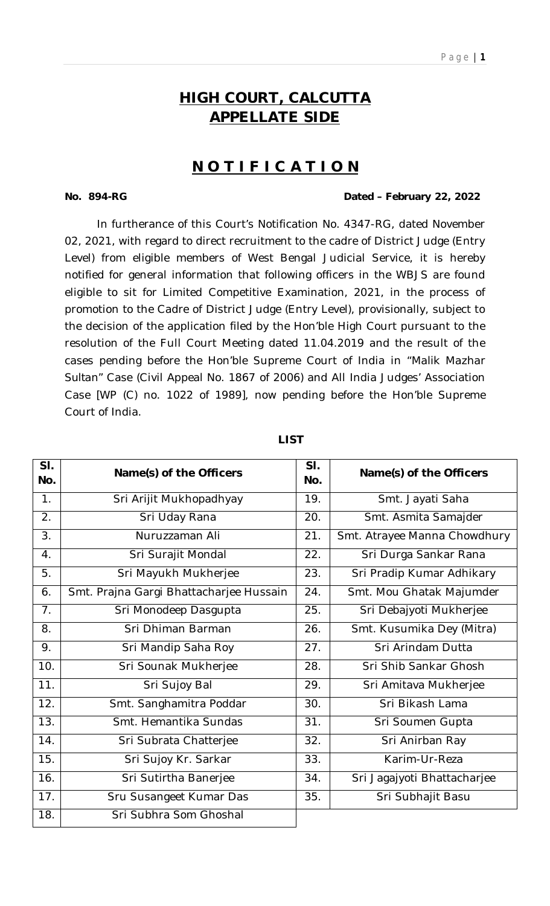# HIGH COURT, CALCUTTA
## APPELLATE SIDE

## N O T I F I C A T I O N

**No. 894-RG** **Dated – February 22, 2022**

In furtherance of this Court's Notification No. 4347-RG, dated November 02, 2021, with regard to direct recruitment to the cadre of District Judge (Entry Level) from eligible members of West Bengal Judicial Service, it is hereby notified for general information that following officers in the WBJS are found eligible to sit for Limited Competitive Examination, 2021, in the process of promotion to the Cadre of District Judge (Entry Level), provisionally, subject to the decision of the application filed by the Hon'ble High Court pursuant to the resolution of the Full Court Meeting dated 11.04.2019 and the result of the cases pending before the Hon'ble Supreme Court of India in "Malik Mazhar Sultan" Case (Civil Appeal No. 1867 of 2006) and All India Judges' Association Case [WP (C) no. 1022 of 1989], now pending before the Hon'ble Supreme Court of India.

**LIST**

| Sl. No. | Name(s) of the Officers | Sl. No. | Name(s) of the Officers |
|---|---|---|---|
| 1. | Sri Arijit Mukhopadhyay | 19. | Smt. Jayati Saha |
| 2. | Sri Uday Rana | 20. | Smt. Asmita Samajder |
| 3. | Nuruzzaman Ali | 21. | Smt. Atrayee Manna Chowdhury |
| 4. | Sri Surajit Mondal | 22. | Sri Durga Sankar Rana |
| 5. | Sri Mayukh Mukherjee | 23. | Sri Pradip Kumar Adhikary |
| 6. | Smt. Prajna Gargi Bhattacharjee Hussain | 24. | Smt. Mou Ghatak Majumder |
| 7. | Sri Monodeep Dasgupta | 25. | Sri Debajyoti Mukherjee |
| 8. | Sri Dhiman Barman | 26. | Smt. Kusumika Dey (Mitra) |
| 9. | Sri Mandip Saha Roy | 27. | Sri Arindam Dutta |
| 10. | Sri Sounak Mukherjee | 28. | Sri Shib Sankar Ghosh |
| 11. | Sri Sujoy Bal | 29. | Sri Amitava Mukherjee |
| 12. | Smt. Sanghamitra Poddar | 30. | Sri Bikash Lama |
| 13. | Smt. Hemantika Sundas | 31. | Sri Soumen Gupta |
| 14. | Sri Subrata Chatterjee | 32. | Sri Anirban Ray |
| 15. | Sri Sujoy Kr. Sarkar | 33. | Karim-Ur-Reza |
| 16. | Sri Sutirtha Banerjee | 34. | Sri Jagajyoti Bhattacharjee |
| 17. | Sru Susangeet Kumar Das | 35. | Sri Subhajit Basu |
| 18. | Sri Subhra Som Ghoshal | | |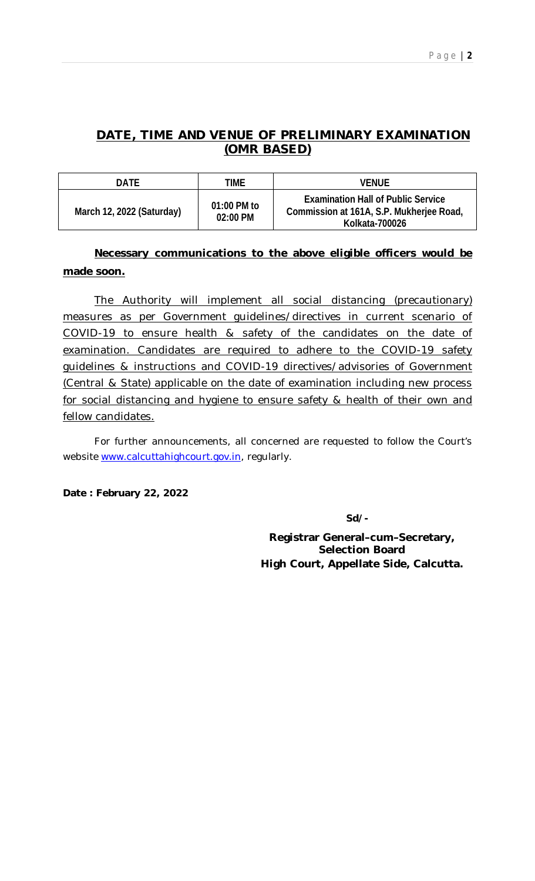## DATE, TIME AND VENUE OF PRELIMINARY EXAMINATION (OMR BASED)

| DATE | TIME | VENUE |
|---|---|---|
| March 12, 2022 (Saturday) | 01:00 PM to 02:00 PM | Examination Hall of Public Service Commission at 161A, S.P. Mukherjee Road, Kolkata-700026 |

**Necessary communications to the above eligible officers would be made soon.**

The Authority will implement all social distancing (precautionary) measures as per Government guidelines/directives in current scenario of COVID-19 to ensure health & safety of the candidates on the date of examination. Candidates are required to adhere to the COVID-19 safety guidelines & instructions and COVID-19 directives/advisories of Government (Central & State) applicable on the date of examination including new process for social distancing and hygiene to ensure safety & health of their own and fellow candidates.

For further announcements, all concerned are requested to follow the Court's website www.calcuttahighcourt.gov.in, regularly.

**Date : February 22, 2022**

**Sd/-**

**Registrar General–cum–Secretary,**
**Selection Board**
**High Court, Appellate Side, Calcutta.**